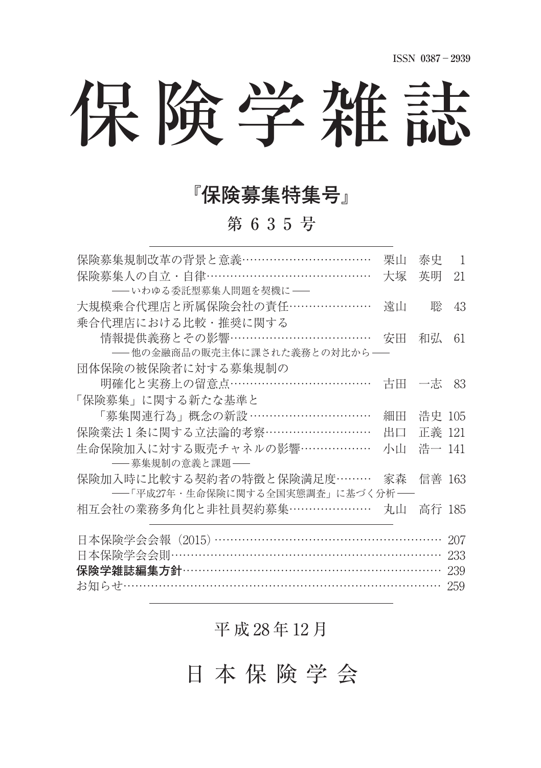ISSN 0387－2939

# 保険学雑誌

## 『保険募集特集号』

### 第 6 3 5 号

| | | |
|---|---|---|
| 保険募集規制改革の背景と意義 | 栗山　泰史 | 1 |
| 保険募集人の自立・自律<br>──いわゆる委託型募集人問題を契機に── | 大塚　英明 | 21 |
| 大規模乗合代理店と所属保険会社の責任 | 遠山　聡 | 43 |
| 乗合代理店における比較・推奨に関する情報提供義務とその影響<br>──他の金融商品の販売主体に課された義務との対比から── | 安田　和弘 | 61 |
| 団体保険の被保険者に対する募集規制の明確化と実務上の留意点 | 古田　一志 | 83 |
| 「保険募集」に関する新たな基準と「募集関連行為」概念の新設 | 細田　浩史 | 105 |
| 保険業法１条に関する立法論的考察 | 出口　正義 | 121 |
| 生命保険加入に対する販売チャネルの影響<br>──募集規制の意義と課題── | 小山　浩一 | 141 |
| 保険加入時に比較する契約者の特徴と保険満足度<br>──「平成27年・生命保険に関する全国実態調査」に基づく分析── | 家森　信善 | 163 |
| 相互会社の業務多角化と非社員契約募集 | 丸山　高行 | 185 |

| | |
|---|---|
| 日本保険学会会報（2015） | 207 |
| 日本保険学会会則 | 233 |
| **保険学雑誌編集方針** | 239 |
| お知らせ | 259 |

平成28年12月

日 本 保 険 学 会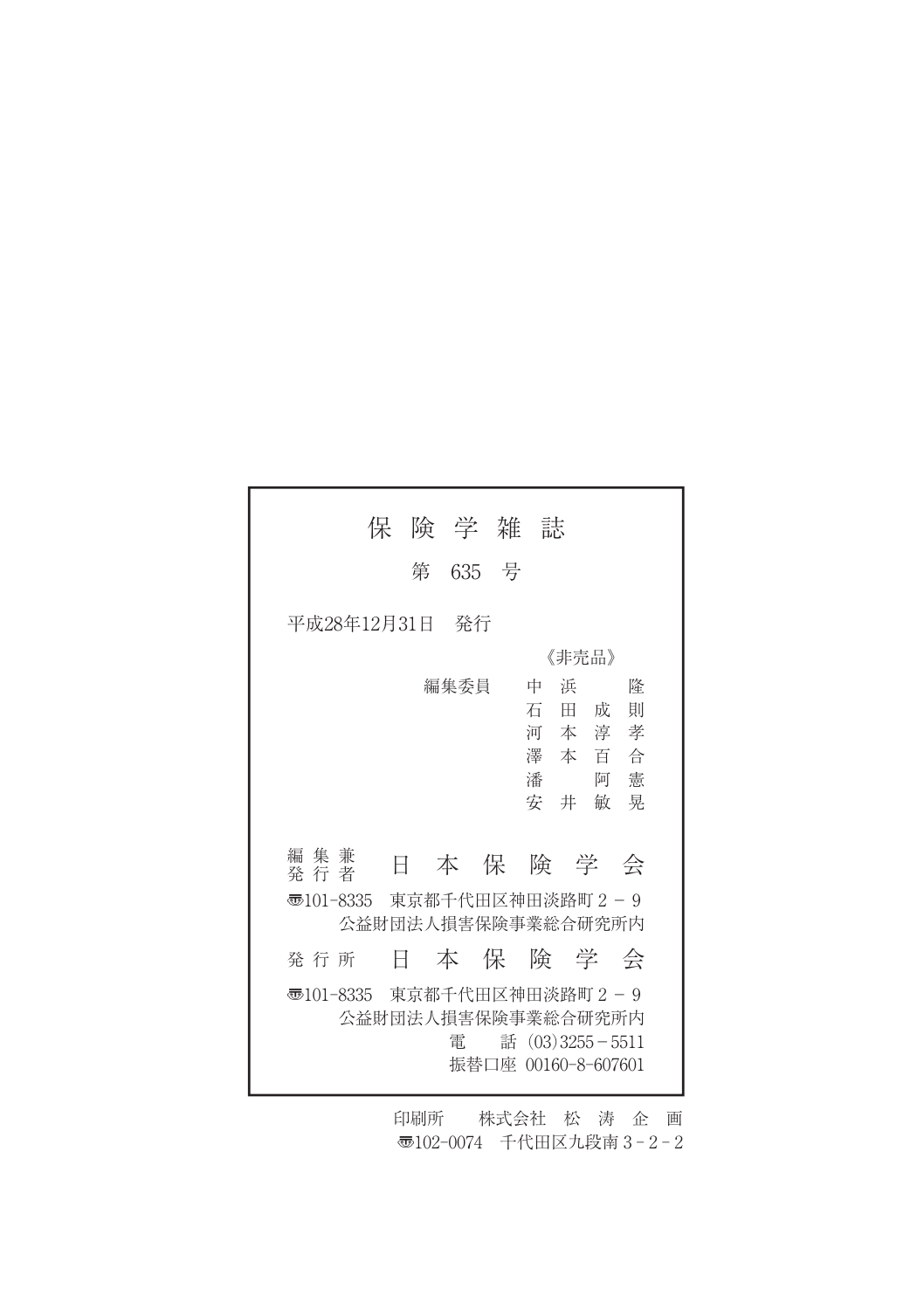# 保険学雑誌

第 635 号

平成28年12月31日　発行

《非売品》

編集委員　中浜　隆
　　　　　石田成則
　　　　　河本淳孝
　　　　　澤本百合
　　　　　潘　阿憲
　　　　　安井敏晃

編集兼発行者　日本保険学会

〒101-8335　東京都千代田区神田淡路町２－９
公益財団法人損害保険事業総合研究所内

発行所　日本保険学会

〒101-8335　東京都千代田区神田淡路町２－９
公益財団法人損害保険事業総合研究所内
電　話 (03)3255－5511
振替口座 00160-8-607601

印刷所　株式会社　松濤企画
〒102-0074　千代田区九段南３－２－２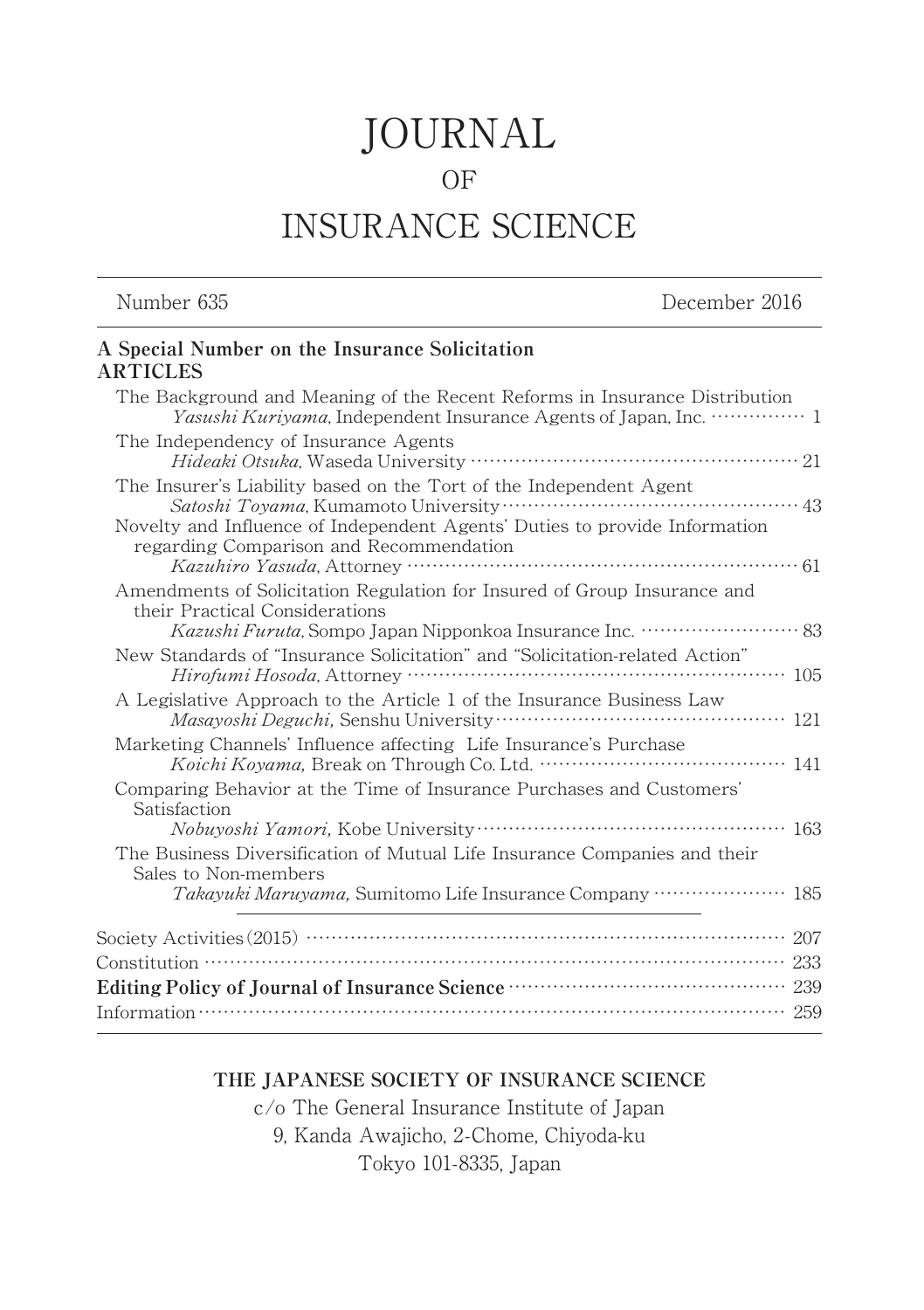# JOURNAL

## OF

# INSURANCE SCIENCE

Number 635 December 2016

**A Special Number on the Insurance Solicitation**

**ARTICLES**

The Background and Meaning of the Recent Reforms in Insurance Distribution
*Yasushi Kuriyama*, Independent Insurance Agents of Japan, Inc. ·············· 1

The Independency of Insurance Agents
*Hideaki Otsuka*, Waseda University ·············· 21

The Insurer's Liability based on the Tort of the Independent Agent
*Satoshi Toyama*, Kumamoto University ·············· 43

Novelty and Influence of Independent Agents' Duties to provide Information regarding Comparison and Recommendation
*Kazuhiro Yasuda*, Attorney ·············· 61

Amendments of Solicitation Regulation for Insured of Group Insurance and their Practical Considerations
*Kazushi Furuta*, Sompo Japan Nipponkoa Insurance Inc. ·············· 83

New Standards of "Insurance Solicitation" and "Solicitation-related Action"
*Hirofumi Hosoda*, Attorney ·············· 105

A Legislative Approach to the Article 1 of the Insurance Business Law
*Masayoshi Deguchi,* Senshu University ·············· 121

Marketing Channels' Influence affecting Life Insurance's Purchase
*Koichi Koyama,* Break on Through Co. Ltd. ·············· 141

Comparing Behavior at the Time of Insurance Purchases and Customers' Satisfaction
*Nobuyoshi Yamori,* Kobe University ·············· 163

The Business Diversification of Mutual Life Insurance Companies and their Sales to Non-members
*Takayuki Maruyama,* Sumitomo Life Insurance Company ·············· 185

---

Society Activities (2015) ·············· 207

Constitution ·············· 233

**Editing Policy of Journal of Insurance Science** ·············· 239

Information ·············· 259

---

**THE JAPANESE SOCIETY OF INSURANCE SCIENCE**

c/o The General Insurance Institute of Japan

9, Kanda Awajicho, 2-Chome, Chiyoda-ku

Tokyo 101-8335, Japan